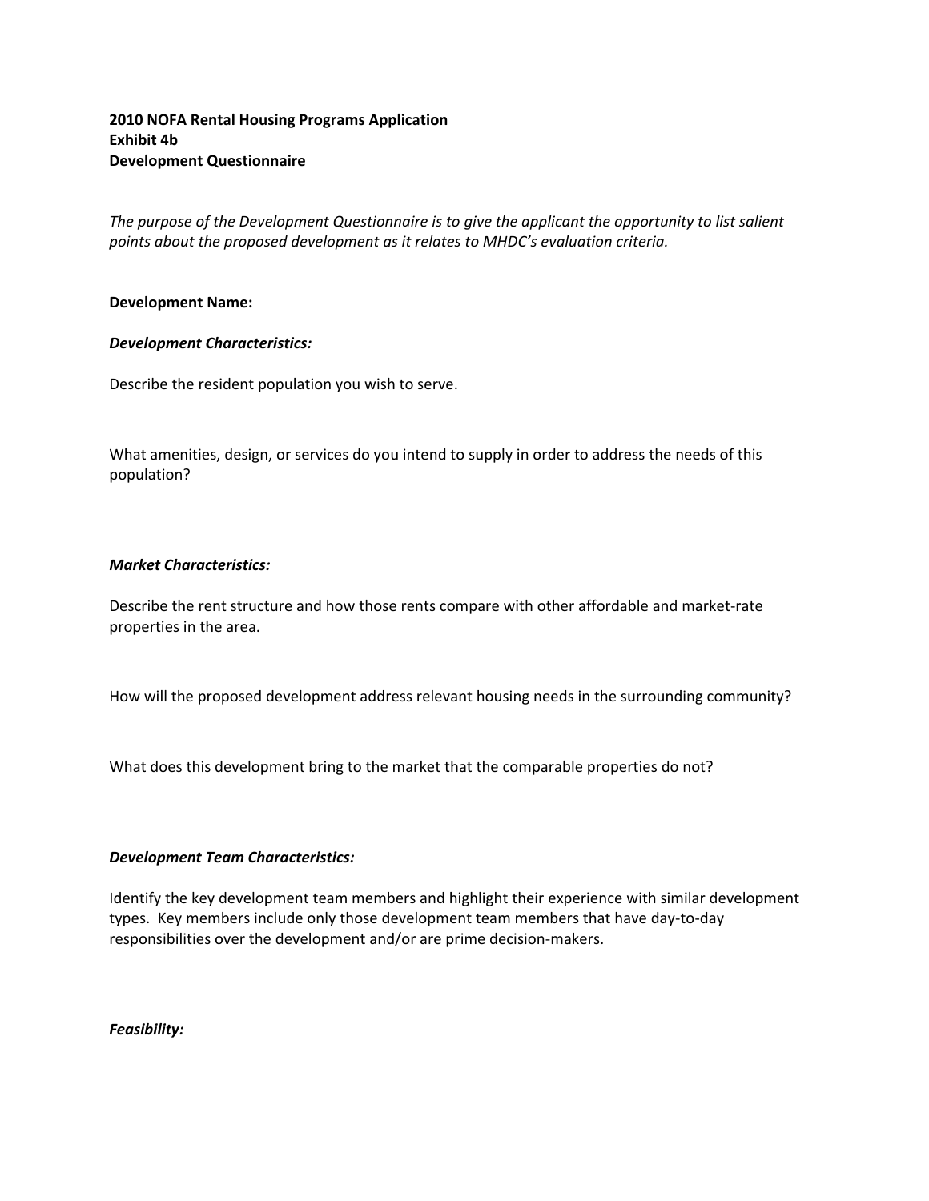**2010 NOFA Rental Housing Programs Application**
**Exhibit 4b**
**Development Questionnaire**

*The purpose of the Development Questionnaire is to give the applicant the opportunity to list salient points about the proposed development as it relates to MHDC's evaluation criteria.*

**Development Name:**

***Development Characteristics:***

Describe the resident population you wish to serve.

What amenities, design, or services do you intend to supply in order to address the needs of this population?

***Market Characteristics:***

Describe the rent structure and how those rents compare with other affordable and market-rate properties in the area.

How will the proposed development address relevant housing needs in the surrounding community?

What does this development bring to the market that the comparable properties do not?

***Development Team Characteristics:***

Identify the key development team members and highlight their experience with similar development types. Key members include only those development team members that have day-to-day responsibilities over the development and/or are prime decision-makers.

***Feasibility:***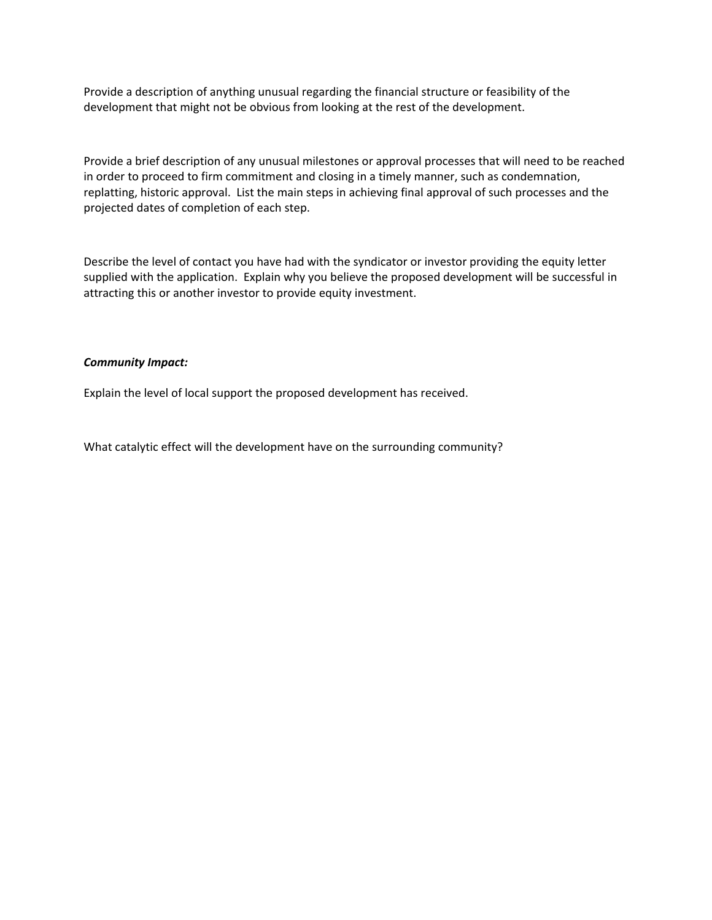Provide a description of anything unusual regarding the financial structure or feasibility of the development that might not be obvious from looking at the rest of the development.

Provide a brief description of any unusual milestones or approval processes that will need to be reached in order to proceed to firm commitment and closing in a timely manner, such as condemnation, replatting, historic approval. List the main steps in achieving final approval of such processes and the projected dates of completion of each step.

Describe the level of contact you have had with the syndicator or investor providing the equity letter supplied with the application. Explain why you believe the proposed development will be successful in attracting this or another investor to provide equity investment.

***Community Impact:***

Explain the level of local support the proposed development has received.

What catalytic effect will the development have on the surrounding community?